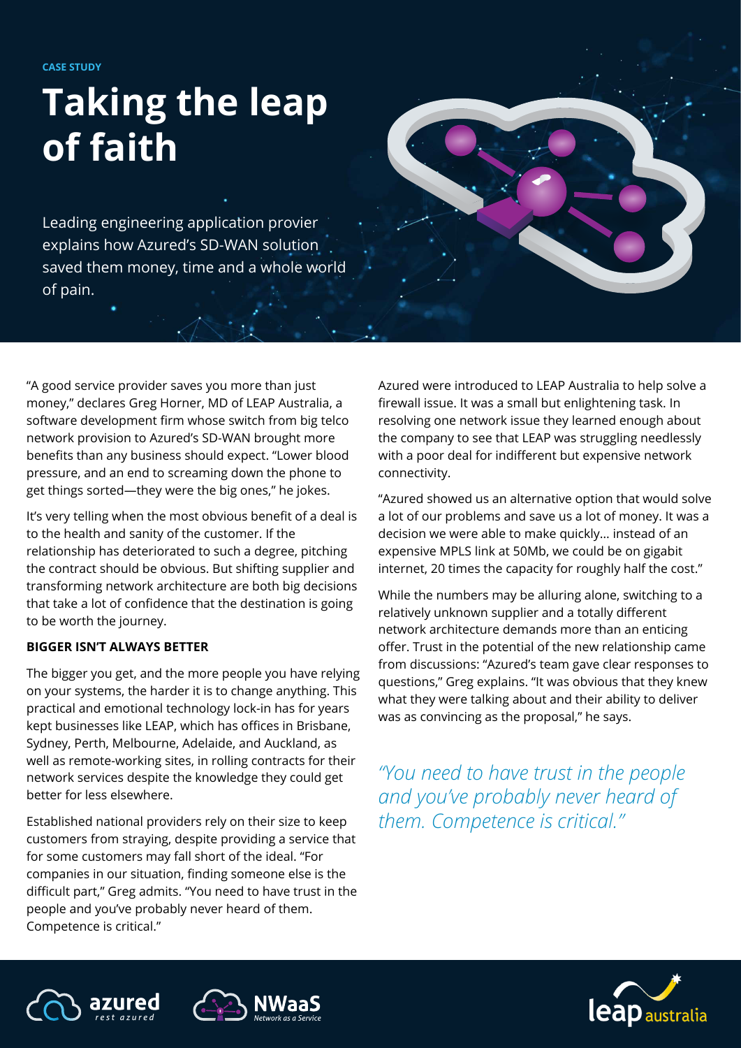CASE STUDY

# Taking the leap of faith

Leading engineering application provier explains how Azured's SD-WAN solution saved them money, time and a whole world of pain.

"A good service provider saves you more than just money," declares Greg Horner, MD of LEAP Australia, a software development firm whose switch from big telco network provision to Azured's SD-WAN brought more benefits than any business should expect. "Lower blood pressure, and an end to screaming down the phone to get things sorted—they were the big ones," he jokes.

It's very telling when the most obvious benefit of a deal is to the health and sanity of the customer. If the relationship has deteriorated to such a degree, pitching the contract should be obvious. But shifting supplier and transforming network architecture are both big decisions that take a lot of confidence that the destination is going to be worth the journey.

**BIGGER ISN'T ALWAYS BETTER**

The bigger you get, and the more people you have relying on your systems, the harder it is to change anything. This practical and emotional technology lock-in has for years kept businesses like LEAP, which has offices in Brisbane, Sydney, Perth, Melbourne, Adelaide, and Auckland, as well as remote-working sites, in rolling contracts for their network services despite the knowledge they could get better for less elsewhere.

Established national providers rely on their size to keep customers from straying, despite providing a service that for some customers may fall short of the ideal. "For companies in our situation, finding someone else is the difficult part," Greg admits. "You need to have trust in the people and you've probably never heard of them. Competence is critical."

Azured were introduced to LEAP Australia to help solve a firewall issue. It was a small but enlightening task. In resolving one network issue they learned enough about the company to see that LEAP was struggling needlessly with a poor deal for indifferent but expensive network connectivity.

"Azured showed us an alternative option that would solve a lot of our problems and save us a lot of money. It was a decision we were able to make quickly... instead of an expensive MPLS link at 50Mb, we could be on gigabit internet, 20 times the capacity for roughly half the cost."

While the numbers may be alluring alone, switching to a relatively unknown supplier and a totally different network architecture demands more than an enticing offer. Trust in the potential of the new relationship came from discussions: "Azured's team gave clear responses to questions," Greg explains. "It was obvious that they knew what they were talking about and their ability to deliver was as convincing as the proposal," he says.

*"You need to have trust in the people and you've probably never heard of them. Competence is critical."*

azured rest azured | NWaaS Network as a Service | leap australia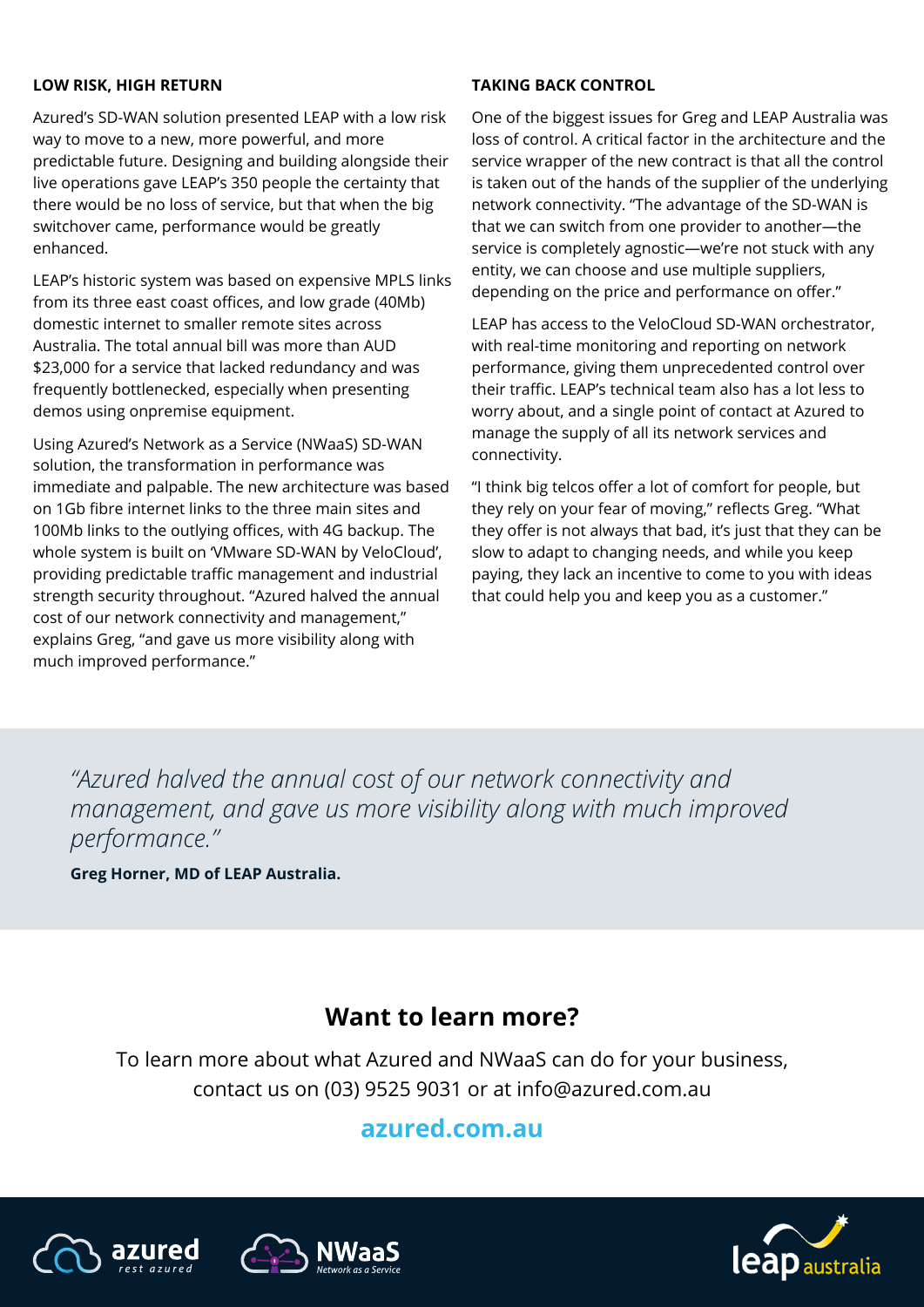## LOW RISK, HIGH RETURN

Azured's SD-WAN solution presented LEAP with a low risk way to move to a new, more powerful, and more predictable future. Designing and building alongside their live operations gave LEAP's 350 people the certainty that there would be no loss of service, but that when the big switchover came, performance would be greatly enhanced.

LEAP's historic system was based on expensive MPLS links from its three east coast offices, and low grade (40Mb) domestic internet to smaller remote sites across Australia. The total annual bill was more than AUD $23,000 for a service that lacked redundancy and was frequently bottlenecked, especially when presenting demos using onpremise equipment.

Using Azured's Network as a Service (NWaaS) SD-WAN solution, the transformation in performance was immediate and palpable. The new architecture was based on 1Gb fibre internet links to the three main sites and 100Mb links to the outlying offices, with 4G backup. The whole system is built on 'VMware SD-WAN by VeloCloud', providing predictable traffic management and industrial strength security throughout. "Azured halved the annual cost of our network connectivity and management," explains Greg, "and gave us more visibility along with much improved performance."

## TAKING BACK CONTROL

One of the biggest issues for Greg and LEAP Australia was loss of control. A critical factor in the architecture and the service wrapper of the new contract is that all the control is taken out of the hands of the supplier of the underlying network connectivity. "The advantage of the SD-WAN is that we can switch from one provider to another—the service is completely agnostic—we're not stuck with any entity, we can choose and use multiple suppliers, depending on the price and performance on offer."

LEAP has access to the VeloCloud SD-WAN orchestrator, with real-time monitoring and reporting on network performance, giving them unprecedented control over their traffic. LEAP's technical team also has a lot less to worry about, and a single point of contact at Azured to manage the supply of all its network services and connectivity.

"I think big telcos offer a lot of comfort for people, but they rely on your fear of moving," reflects Greg. "What they offer is not always that bad, it's just that they can be slow to adapt to changing needs, and while you keep paying, they lack an incentive to come to you with ideas that could help you and keep you as a customer."

> *"Azured halved the annual cost of our network connectivity and management, and gave us more visibility along with much improved performance."*
>
> **Greg Horner, MD of LEAP Australia.**

## Want to learn more?

To learn more about what Azured and NWaaS can do for your business, contact us on (03) 9525 9031 or at info@azured.com.au

**azured.com.au**

azured rest azured

NWaaS Network as a Service

leap australia